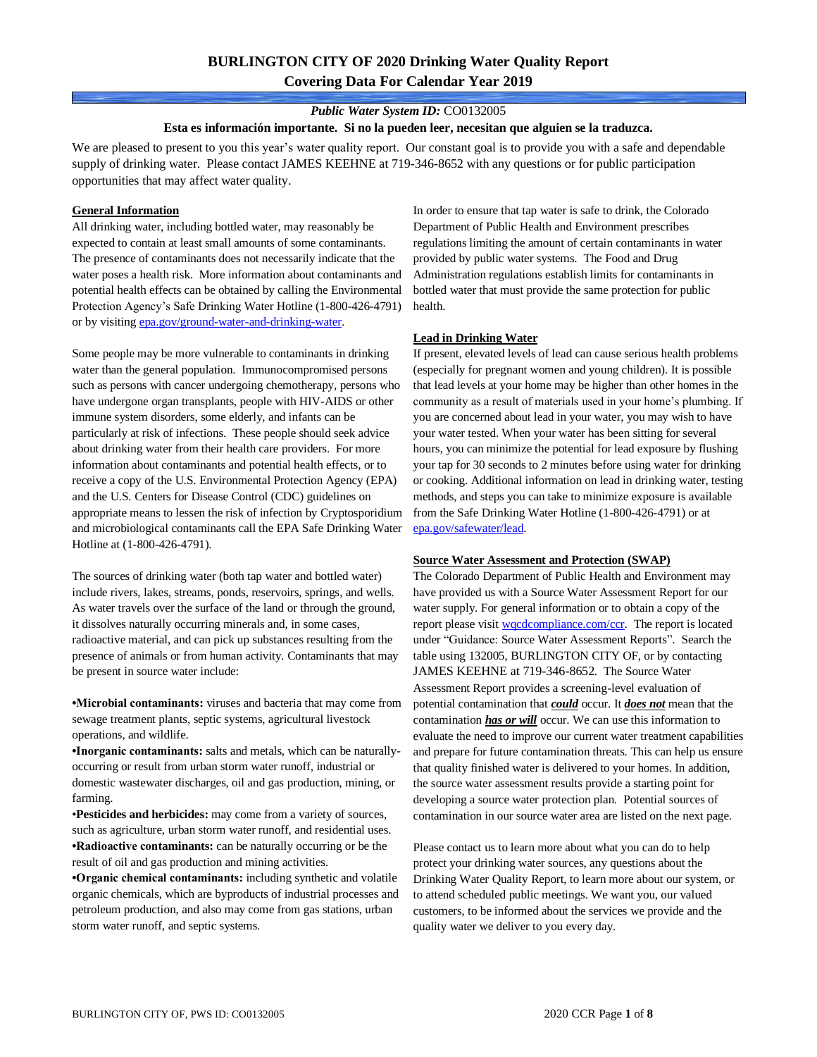# BURLINGTON CITY OF 2020 Drinking Water Quality Report
## Covering Data For Calendar Year 2019

***Public Water System ID:*** CO0132005

**Esta es información importante. Si no la pueden leer, necesitan que alguien se la traduzca.**

We are pleased to present to you this year's water quality report. Our constant goal is to provide you with a safe and dependable supply of drinking water. Please contact JAMES KEEHNE at 719-346-8652 with any questions or for public participation opportunities that may affect water quality.

### General Information

All drinking water, including bottled water, may reasonably be expected to contain at least small amounts of some contaminants. The presence of contaminants does not necessarily indicate that the water poses a health risk. More information about contaminants and potential health effects can be obtained by calling the Environmental Protection Agency's Safe Drinking Water Hotline (1-800-426-4791) or by visiting epa.gov/ground-water-and-drinking-water.

Some people may be more vulnerable to contaminants in drinking water than the general population. Immunocompromised persons such as persons with cancer undergoing chemotherapy, persons who have undergone organ transplants, people with HIV-AIDS or other immune system disorders, some elderly, and infants can be particularly at risk of infections. These people should seek advice about drinking water from their health care providers. For more information about contaminants and potential health effects, or to receive a copy of the U.S. Environmental Protection Agency (EPA) and the U.S. Centers for Disease Control (CDC) guidelines on appropriate means to lessen the risk of infection by Cryptosporidium and microbiological contaminants call the EPA Safe Drinking Water Hotline at (1-800-426-4791).

The sources of drinking water (both tap water and bottled water) include rivers, lakes, streams, ponds, reservoirs, springs, and wells. As water travels over the surface of the land or through the ground, it dissolves naturally occurring minerals and, in some cases, radioactive material, and can pick up substances resulting from the presence of animals or from human activity. Contaminants that may be present in source water include:

- **Microbial contaminants:** viruses and bacteria that may come from sewage treatment plants, septic systems, agricultural livestock operations, and wildlife.
- **Inorganic contaminants:** salts and metals, which can be naturally-occurring or result from urban storm water runoff, industrial or domestic wastewater discharges, oil and gas production, mining, or farming.
- **Pesticides and herbicides:** may come from a variety of sources, such as agriculture, urban storm water runoff, and residential uses.
- **Radioactive contaminants:** can be naturally occurring or be the result of oil and gas production and mining activities.
- **Organic chemical contaminants:** including synthetic and volatile organic chemicals, which are byproducts of industrial processes and petroleum production, and also may come from gas stations, urban storm water runoff, and septic systems.

In order to ensure that tap water is safe to drink, the Colorado Department of Public Health and Environment prescribes regulations limiting the amount of certain contaminants in water provided by public water systems. The Food and Drug Administration regulations establish limits for contaminants in bottled water that must provide the same protection for public health.

### Lead in Drinking Water

If present, elevated levels of lead can cause serious health problems (especially for pregnant women and young children). It is possible that lead levels at your home may be higher than other homes in the community as a result of materials used in your home's plumbing. If you are concerned about lead in your water, you may wish to have your water tested. When your water has been sitting for several hours, you can minimize the potential for lead exposure by flushing your tap for 30 seconds to 2 minutes before using water for drinking or cooking. Additional information on lead in drinking water, testing methods, and steps you can take to minimize exposure is available from the Safe Drinking Water Hotline (1-800-426-4791) or at epa.gov/safewater/lead.

### Source Water Assessment and Protection (SWAP)

The Colorado Department of Public Health and Environment may have provided us with a Source Water Assessment Report for our water supply. For general information or to obtain a copy of the report please visit wqcdcompliance.com/ccr. The report is located under "Guidance: Source Water Assessment Reports". Search the table using 132005, BURLINGTON CITY OF, or by contacting JAMES KEEHNE at 719-346-8652. The Source Water Assessment Report provides a screening-level evaluation of potential contamination that ***could*** occur. It ***does not*** mean that the contamination ***has or will*** occur. We can use this information to evaluate the need to improve our current water treatment capabilities and prepare for future contamination threats. This can help us ensure that quality finished water is delivered to your homes. In addition, the source water assessment results provide a starting point for developing a source water protection plan. Potential sources of contamination in our source water area are listed on the next page.

Please contact us to learn more about what you can do to help protect your drinking water sources, any questions about the Drinking Water Quality Report, to learn more about our system, or to attend scheduled public meetings. We want you, our valued customers, to be informed about the services we provide and the quality water we deliver to you every day.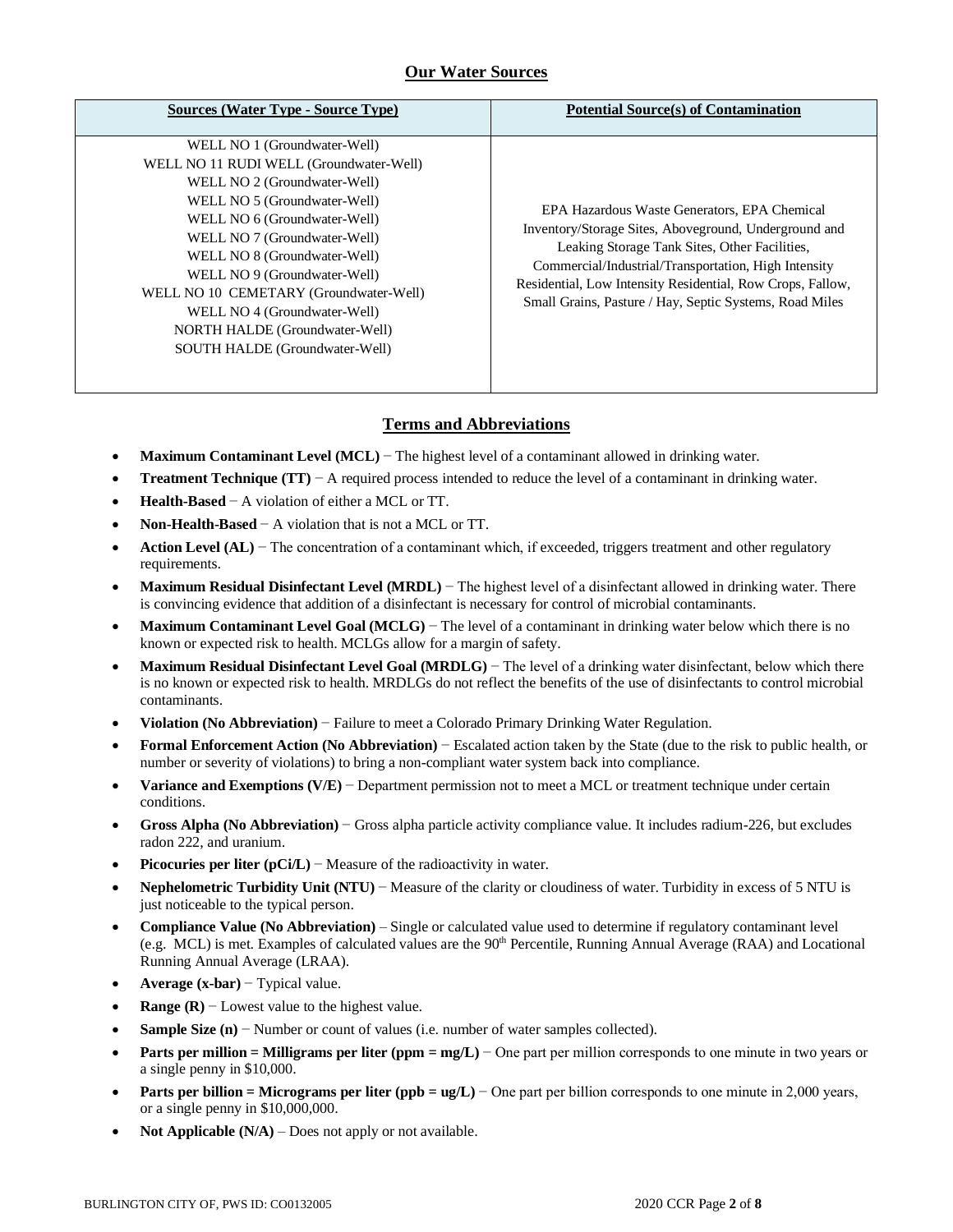## Our Water Sources

| Sources (Water Type - Source Type) | Potential Source(s) of Contamination |
|---|---|
| WELL NO 1 (Groundwater-Well)<br>WELL NO 11 RUDI WELL (Groundwater-Well)<br>WELL NO 2 (Groundwater-Well)<br>WELL NO 5 (Groundwater-Well)<br>WELL NO 6 (Groundwater-Well)<br>WELL NO 7 (Groundwater-Well)<br>WELL NO 8 (Groundwater-Well)<br>WELL NO 9 (Groundwater-Well)<br>WELL NO 10 CEMETARY (Groundwater-Well)<br>WELL NO 4 (Groundwater-Well)<br>NORTH HALDE (Groundwater-Well)<br>SOUTH HALDE (Groundwater-Well) | EPA Hazardous Waste Generators, EPA Chemical Inventory/Storage Sites, Aboveground, Underground and Leaking Storage Tank Sites, Other Facilities, Commercial/Industrial/Transportation, High Intensity Residential, Low Intensity Residential, Row Crops, Fallow, Small Grains, Pasture / Hay, Septic Systems, Road Miles |

## Terms and Abbreviations

- **Maximum Contaminant Level (MCL)** − The highest level of a contaminant allowed in drinking water.
- **Treatment Technique (TT)** − A required process intended to reduce the level of a contaminant in drinking water.
- **Health-Based** − A violation of either a MCL or TT.
- **Non-Health-Based** − A violation that is not a MCL or TT.
- **Action Level (AL)** − The concentration of a contaminant which, if exceeded, triggers treatment and other regulatory requirements.
- **Maximum Residual Disinfectant Level (MRDL)** − The highest level of a disinfectant allowed in drinking water. There is convincing evidence that addition of a disinfectant is necessary for control of microbial contaminants.
- **Maximum Contaminant Level Goal (MCLG)** − The level of a contaminant in drinking water below which there is no known or expected risk to health. MCLGs allow for a margin of safety.
- **Maximum Residual Disinfectant Level Goal (MRDLG)** − The level of a drinking water disinfectant, below which there is no known or expected risk to health. MRDLGs do not reflect the benefits of the use of disinfectants to control microbial contaminants.
- **Violation (No Abbreviation)** − Failure to meet a Colorado Primary Drinking Water Regulation.
- **Formal Enforcement Action (No Abbreviation)** − Escalated action taken by the State (due to the risk to public health, or number or severity of violations) to bring a non-compliant water system back into compliance.
- **Variance and Exemptions (V/E)** − Department permission not to meet a MCL or treatment technique under certain conditions.
- **Gross Alpha (No Abbreviation)** − Gross alpha particle activity compliance value. It includes radium-226, but excludes radon 222, and uranium.
- **Picocuries per liter (pCi/L)** − Measure of the radioactivity in water.
- **Nephelometric Turbidity Unit (NTU)** − Measure of the clarity or cloudiness of water. Turbidity in excess of 5 NTU is just noticeable to the typical person.
- **Compliance Value (No Abbreviation)** – Single or calculated value used to determine if regulatory contaminant level (e.g. MCL) is met. Examples of calculated values are the 90th Percentile, Running Annual Average (RAA) and Locational Running Annual Average (LRAA).
- **Average (x-bar)** − Typical value.
- **Range (R)** − Lowest value to the highest value.
- **Sample Size (n)** − Number or count of values (i.e. number of water samples collected).
- **Parts per million = Milligrams per liter (ppm = mg/L)** − One part per million corresponds to one minute in two years or a single penny in $10,000.
- **Parts per billion = Micrograms per liter (ppb = ug/L)** − One part per billion corresponds to one minute in 2,000 years, or a single penny in $10,000,000.
- **Not Applicable (N/A)** – Does not apply or not available.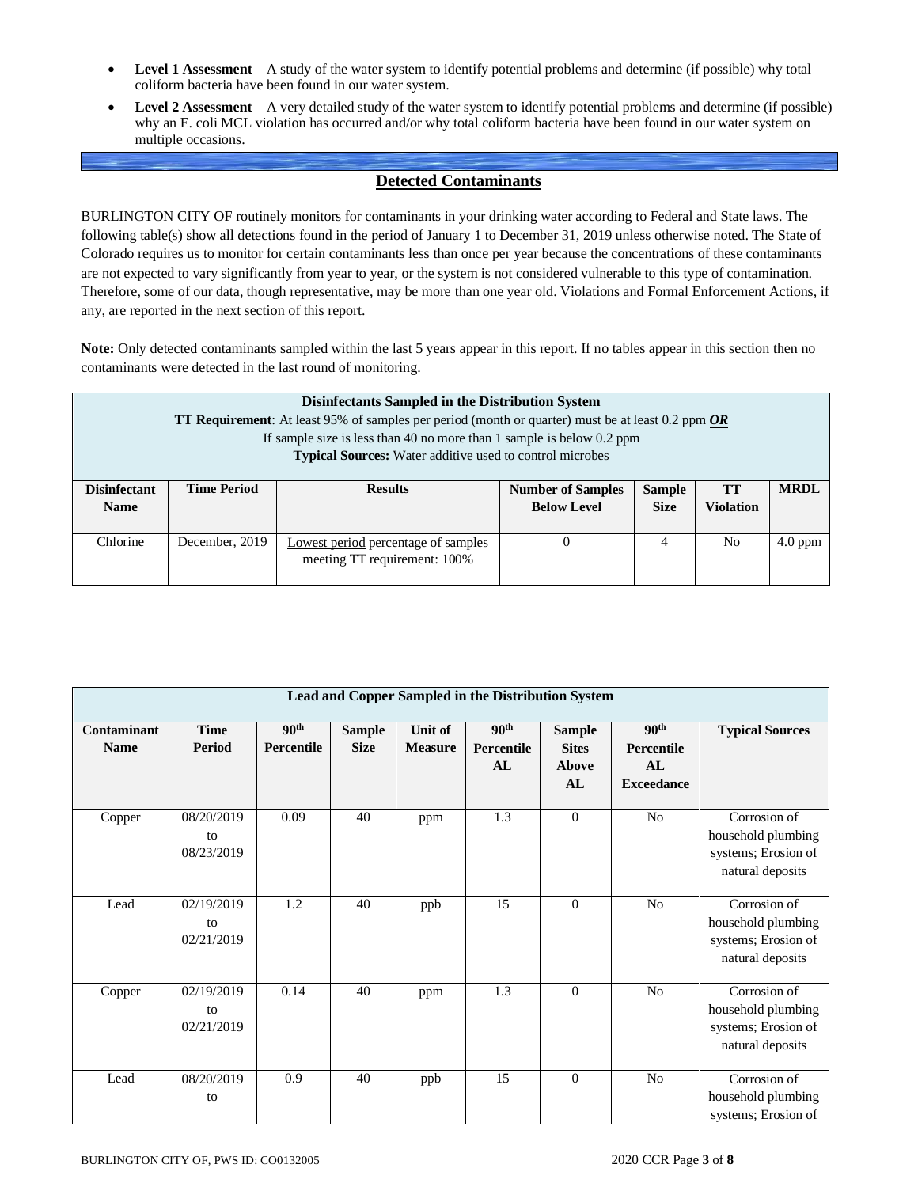- **Level 1 Assessment** – A study of the water system to identify potential problems and determine (if possible) why total coliform bacteria have been found in our water system.
- **Level 2 Assessment** – A very detailed study of the water system to identify potential problems and determine (if possible) why an E. coli MCL violation has occurred and/or why total coliform bacteria have been found in our water system on multiple occasions.

## Detected Contaminants

BURLINGTON CITY OF routinely monitors for contaminants in your drinking water according to Federal and State laws. The following table(s) show all detections found in the period of January 1 to December 31, 2019 unless otherwise noted. The State of Colorado requires us to monitor for certain contaminants less than once per year because the concentrations of these contaminants are not expected to vary significantly from year to year, or the system is not considered vulnerable to this type of contamination. Therefore, some of our data, though representative, may be more than one year old. Violations and Formal Enforcement Actions, if any, are reported in the next section of this report.

**Note:** Only detected contaminants sampled within the last 5 years appear in this report. If no tables appear in this section then no contaminants were detected in the last round of monitoring.

**Disinfectants Sampled in the Distribution System**
**TT Requirement**: At least 95% of samples per period (month or quarter) must be at least 0.2 ppm ***OR***
If sample size is less than 40 no more than 1 sample is below 0.2 ppm
**Typical Sources:** Water additive used to control microbes

| Disinfectant Name | Time Period | Results | Number of Samples Below Level | Sample Size | TT Violation | MRDL |
|---|---|---|---|---|---|---|
| Chlorine | December, 2019 | Lowest period percentage of samples meeting TT requirement: 100% | 0 | 4 | No | 4.0 ppm |

**Lead and Copper Sampled in the Distribution System**

| Contaminant Name | Time Period | 90th Percentile | Sample Size | Unit of Measure | 90th Percentile AL | Sample Sites Above AL | 90th Percentile AL Exceedance | Typical Sources |
|---|---|---|---|---|---|---|---|---|
| Copper | 08/20/2019 to 08/23/2019 | 0.09 | 40 | ppm | 1.3 | 0 | No | Corrosion of household plumbing systems; Erosion of natural deposits |
| Lead | 02/19/2019 to 02/21/2019 | 1.2 | 40 | ppb | 15 | 0 | No | Corrosion of household plumbing systems; Erosion of natural deposits |
| Copper | 02/19/2019 to 02/21/2019 | 0.14 | 40 | ppm | 1.3 | 0 | No | Corrosion of household plumbing systems; Erosion of natural deposits |
| Lead | 08/20/2019 to | 0.9 | 40 | ppb | 15 | 0 | No | Corrosion of household plumbing systems; Erosion of |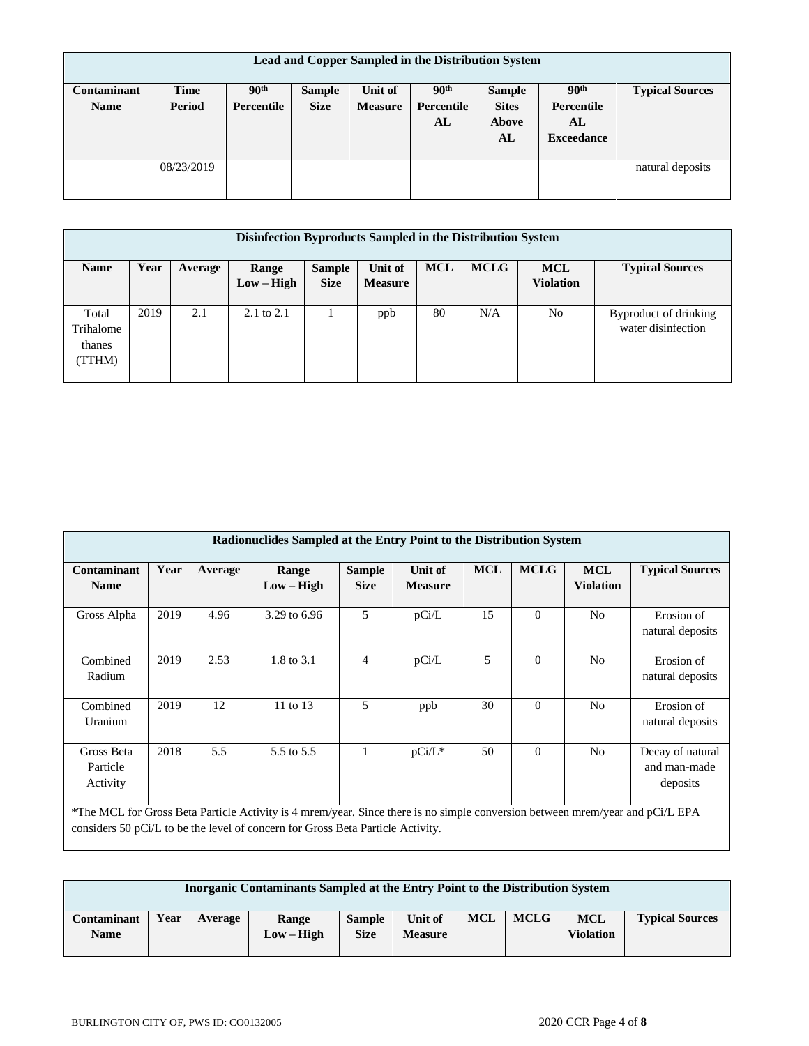| Lead and Copper Sampled in the Distribution System | | | | | | | | |
|---|---|---|---|---|---|---|---|---|
| **Contaminant Name** | **Time Period** | **90th Percentile** | **Sample Size** | **Unit of Measure** | **90th Percentile AL** | **Sample Sites Above AL** | **90th Percentile AL Exceedance** | **Typical Sources** |
| | 08/23/2019 | | | | | | | natural deposits |

| Disinfection Byproducts Sampled in the Distribution System | | | | | | | | | |
|---|---|---|---|---|---|---|---|---|---|
| **Name** | **Year** | **Average** | **Range Low – High** | **Sample Size** | **Unit of Measure** | **MCL** | **MCLG** | **MCL Violation** | **Typical Sources** |
| Total Trihalomethanes (TTHM) | 2019 | 2.1 | 2.1 to 2.1 | 1 | ppb | 80 | N/A | No | Byproduct of drinking water disinfection |

| Radionuclides Sampled at the Entry Point to the Distribution System | | | | | | | | | |
|---|---|---|---|---|---|---|---|---|---|
| **Contaminant Name** | **Year** | **Average** | **Range Low – High** | **Sample Size** | **Unit of Measure** | **MCL** | **MCLG** | **MCL Violation** | **Typical Sources** |
| Gross Alpha | 2019 | 4.96 | 3.29 to 6.96 | 5 | pCi/L | 15 | 0 | No | Erosion of natural deposits |
| Combined Radium | 2019 | 2.53 | 1.8 to 3.1 | 4 | pCi/L | 5 | 0 | No | Erosion of natural deposits |
| Combined Uranium | 2019 | 12 | 11 to 13 | 5 | ppb | 30 | 0 | No | Erosion of natural deposits |
| Gross Beta Particle Activity | 2018 | 5.5 | 5.5 to 5.5 | 1 | pCi/L* | 50 | 0 | No | Decay of natural and man-made deposits |

*The MCL for Gross Beta Particle Activity is 4 mrem/year. Since there is no simple conversion between mrem/year and pCi/L EPA considers 50 pCi/L to be the level of concern for Gross Beta Particle Activity.

| Inorganic Contaminants Sampled at the Entry Point to the Distribution System | | | | | | | | | |
|---|---|---|---|---|---|---|---|---|---|
| **Contaminant Name** | **Year** | **Average** | **Range Low – High** | **Sample Size** | **Unit of Measure** | **MCL** | **MCLG** | **MCL Violation** | **Typical Sources** |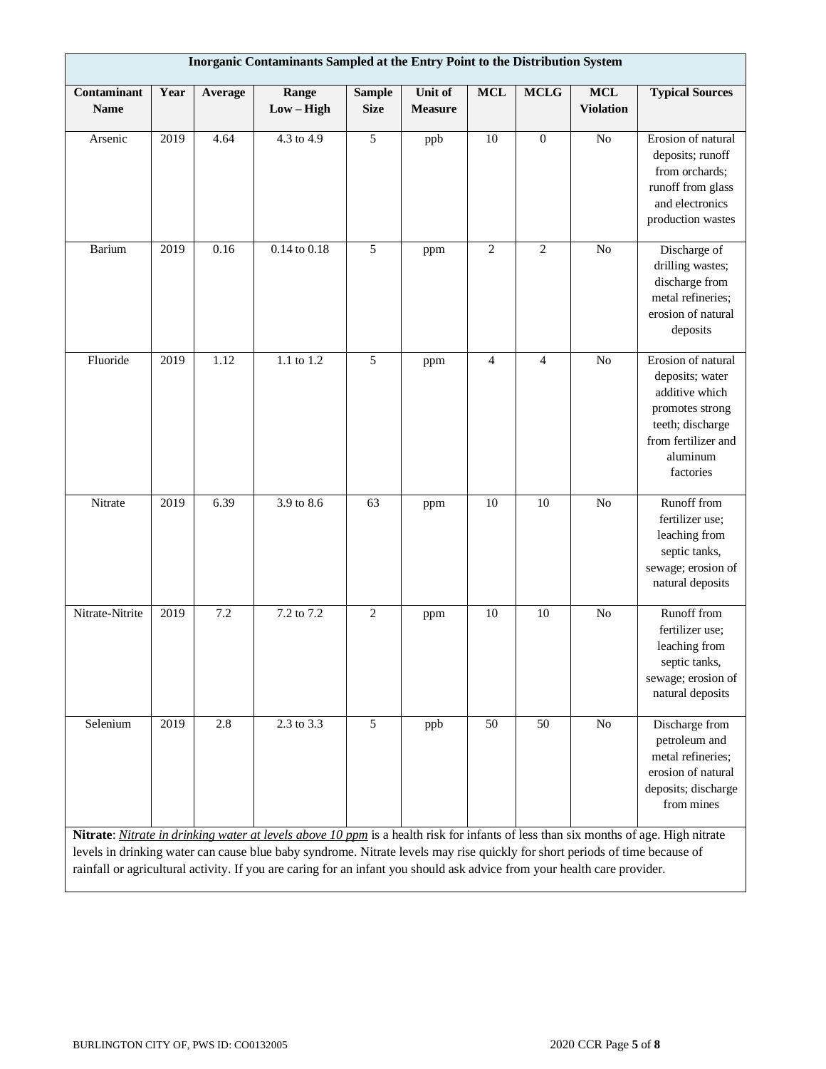**Inorganic Contaminants Sampled at the Entry Point to the Distribution System**

| Contaminant Name | Year | Average | Range Low – High | Sample Size | Unit of Measure | MCL | MCLG | MCL Violation | Typical Sources |
|---|---|---|---|---|---|---|---|---|---|
| Arsenic | 2019 | 4.64 | 4.3 to 4.9 | 5 | ppb | 10 | 0 | No | Erosion of natural deposits; runoff from orchards; runoff from glass and electronics production wastes |
| Barium | 2019 | 0.16 | 0.14 to 0.18 | 5 | ppm | 2 | 2 | No | Discharge of drilling wastes; discharge from metal refineries; erosion of natural deposits |
| Fluoride | 2019 | 1.12 | 1.1 to 1.2 | 5 | ppm | 4 | 4 | No | Erosion of natural deposits; water additive which promotes strong teeth; discharge from fertilizer and aluminum factories |
| Nitrate | 2019 | 6.39 | 3.9 to 8.6 | 63 | ppm | 10 | 10 | No | Runoff from fertilizer use; leaching from septic tanks, sewage; erosion of natural deposits |
| Nitrate-Nitrite | 2019 | 7.2 | 7.2 to 7.2 | 2 | ppm | 10 | 10 | No | Runoff from fertilizer use; leaching from septic tanks, sewage; erosion of natural deposits |
| Selenium | 2019 | 2.8 | 2.3 to 3.3 | 5 | ppb | 50 | 50 | No | Discharge from petroleum and metal refineries; erosion of natural deposits; discharge from mines |

**Nitrate**: *Nitrate in drinking water at levels above 10 ppm* is a health risk for infants of less than six months of age. High nitrate levels in drinking water can cause blue baby syndrome. Nitrate levels may rise quickly for short periods of time because of rainfall or agricultural activity. If you are caring for an infant you should ask advice from your health care provider.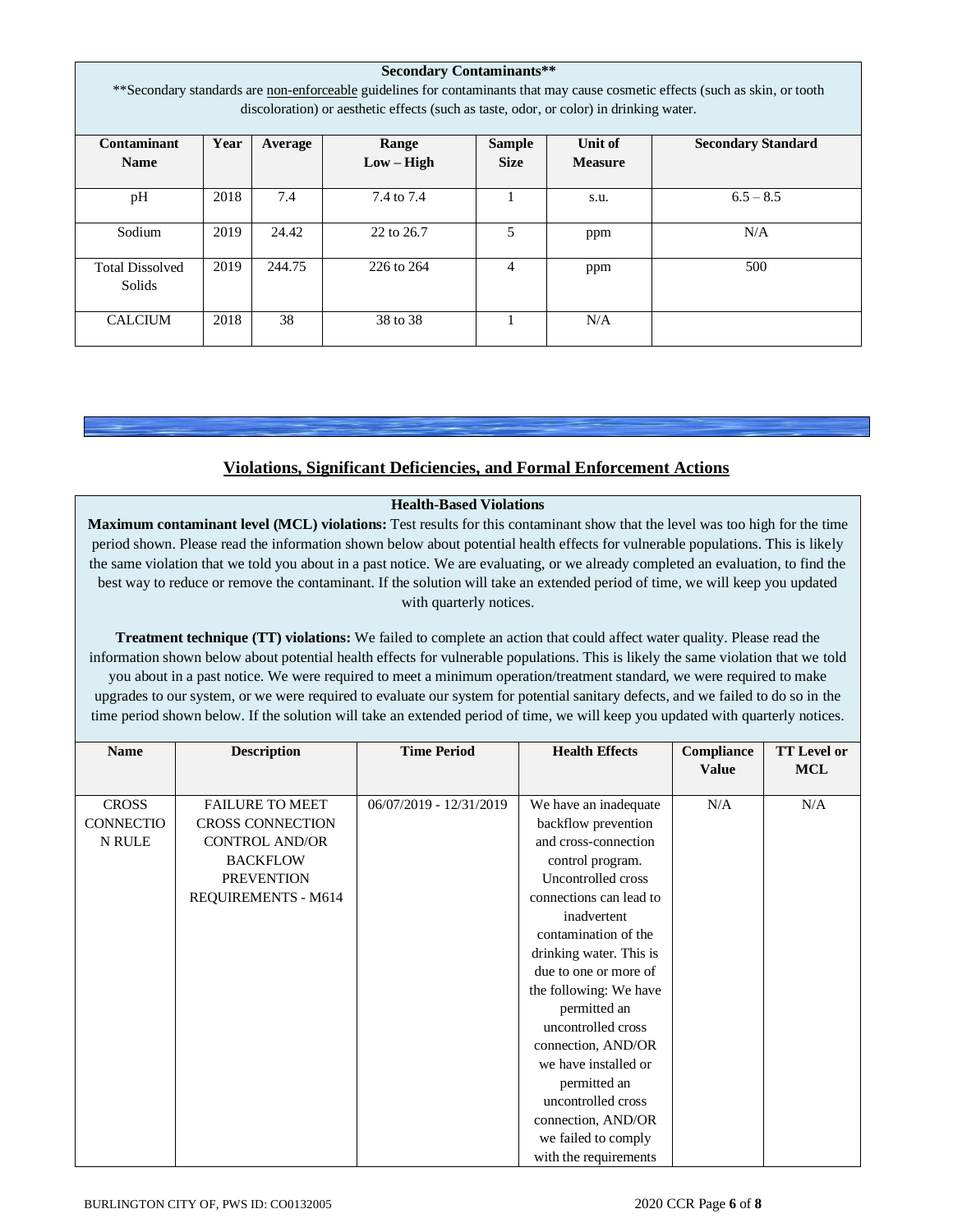| Secondary Contaminants** | | | | | | |
|---|---|---|---|---|---|---|
| **Secondary standards are non-enforceable guidelines for contaminants that may cause cosmetic effects (such as skin, or tooth discoloration) or aesthetic effects (such as taste, odor, or color) in drinking water. | | | | | | |
| **Contaminant Name** | **Year** | **Average** | **Range Low – High** | **Sample Size** | **Unit of Measure** | **Secondary Standard** |
| pH | 2018 | 7.4 | 7.4 to 7.4 | 1 | s.u. | 6.5 – 8.5 |
| Sodium | 2019 | 24.42 | 22 to 26.7 | 5 | ppm | N/A |
| Total Dissolved Solids | 2019 | 244.75 | 226 to 264 | 4 | ppm | 500 |
| CALCIUM | 2018 | 38 | 38 to 38 | 1 | N/A | |

## Violations, Significant Deficiencies, and Formal Enforcement Actions

**Health-Based Violations**

**Maximum contaminant level (MCL) violations:** Test results for this contaminant show that the level was too high for the time period shown. Please read the information shown below about potential health effects for vulnerable populations. This is likely the same violation that we told you about in a past notice. We are evaluating, or we already completed an evaluation, to find the best way to reduce or remove the contaminant. If the solution will take an extended period of time, we will keep you updated with quarterly notices.

**Treatment technique (TT) violations:** We failed to complete an action that could affect water quality. Please read the information shown below about potential health effects for vulnerable populations. This is likely the same violation that we told you about in a past notice. We were required to meet a minimum operation/treatment standard, we were required to make upgrades to our system, or we were required to evaluate our system for potential sanitary defects, and we failed to do so in the time period shown below. If the solution will take an extended period of time, we will keep you updated with quarterly notices.

| Name | Description | Time Period | Health Effects | Compliance Value | TT Level or MCL |
|---|---|---|---|---|---|
| CROSS CONNECTION RULE | FAILURE TO MEET CROSS CONNECTION CONTROL AND/OR BACKFLOW PREVENTION REQUIREMENTS - M614 | 06/07/2019 - 12/31/2019 | We have an inadequate backflow prevention and cross-connection control program. Uncontrolled cross connections can lead to inadvertent contamination of the drinking water. This is due to one or more of the following: We have permitted an uncontrolled cross connection, AND/OR we have installed or permitted an uncontrolled cross connection, AND/OR we failed to comply with the requirements | N/A | N/A |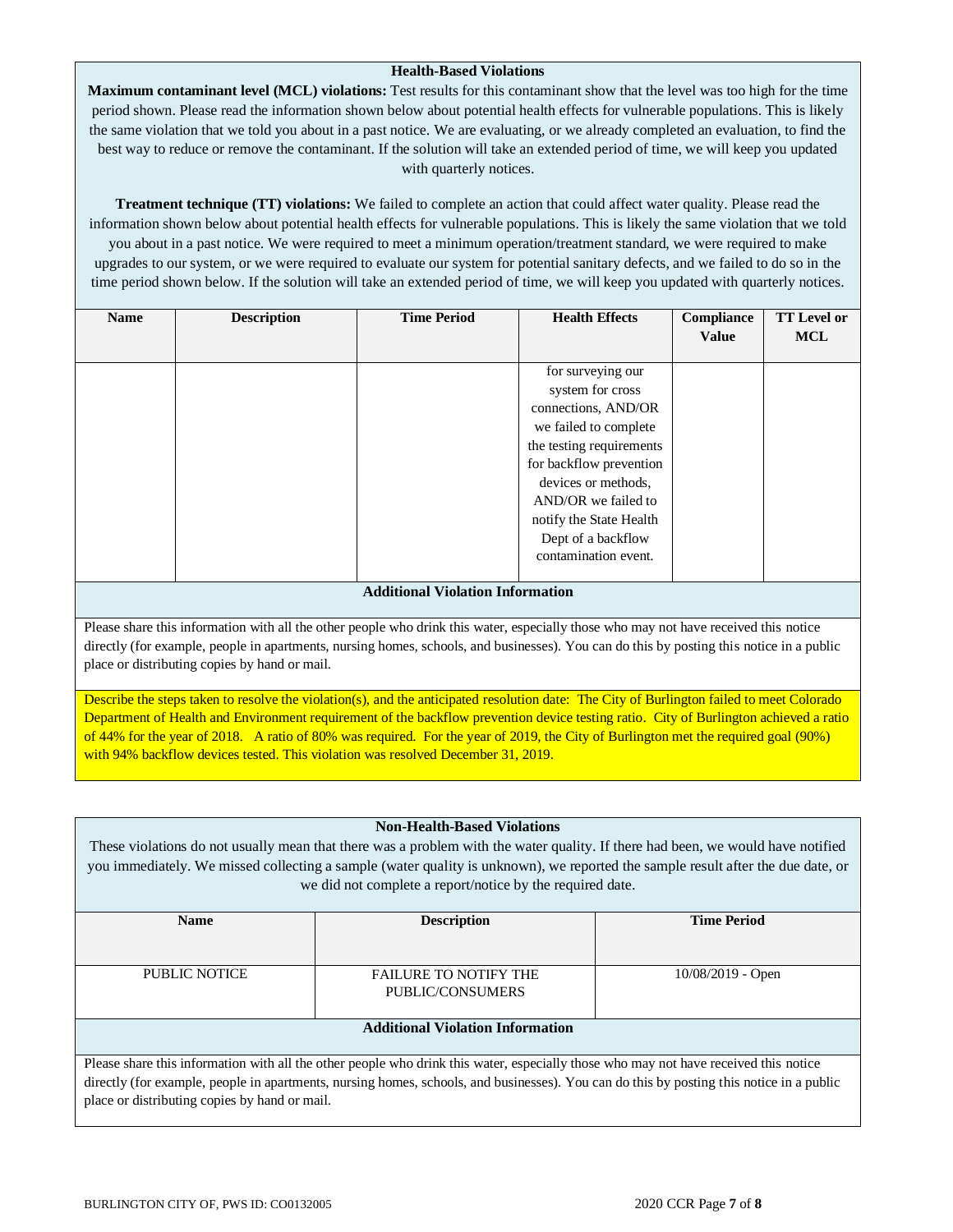### Health-Based Violations

**Maximum contaminant level (MCL) violations:** Test results for this contaminant show that the level was too high for the time period shown. Please read the information shown below about potential health effects for vulnerable populations. This is likely the same violation that we told you about in a past notice. We are evaluating, or we already completed an evaluation, to find the best way to reduce or remove the contaminant. If the solution will take an extended period of time, we will keep you updated with quarterly notices.

**Treatment technique (TT) violations:** We failed to complete an action that could affect water quality. Please read the information shown below about potential health effects for vulnerable populations. This is likely the same violation that we told you about in a past notice. We were required to meet a minimum operation/treatment standard, we were required to make upgrades to our system, or we were required to evaluate our system for potential sanitary defects, and we failed to do so in the time period shown below. If the solution will take an extended period of time, we will keep you updated with quarterly notices.

| Name | Description | Time Period | Health Effects | Compliance Value | TT Level or MCL |
|---|---|---|---|---|---|
| | | | for surveying our system for cross connections, AND/OR we failed to complete the testing requirements for backflow prevention devices or methods, AND/OR we failed to notify the State Health Dept of a backflow contamination event. | | |

**Additional Violation Information**

Please share this information with all the other people who drink this water, especially those who may not have received this notice directly (for example, people in apartments, nursing homes, schools, and businesses). You can do this by posting this notice in a public place or distributing copies by hand or mail.

Describe the steps taken to resolve the violation(s), and the anticipated resolution date: The City of Burlington failed to meet Colorado Department of Health and Environment requirement of the backflow prevention device testing ratio. City of Burlington achieved a ratio of 44% for the year of 2018. A ratio of 80% was required. For the year of 2019, the City of Burlington met the required goal (90%) with 94% backflow devices tested. This violation was resolved December 31, 2019.

### Non-Health-Based Violations

These violations do not usually mean that there was a problem with the water quality. If there had been, we would have notified you immediately. We missed collecting a sample (water quality is unknown), we reported the sample result after the due date, or we did not complete a report/notice by the required date.

| Name | Description | Time Period |
|---|---|---|
| PUBLIC NOTICE | FAILURE TO NOTIFY THE PUBLIC/CONSUMERS | 10/08/2019 - Open |

**Additional Violation Information**

Please share this information with all the other people who drink this water, especially those who may not have received this notice directly (for example, people in apartments, nursing homes, schools, and businesses). You can do this by posting this notice in a public place or distributing copies by hand or mail.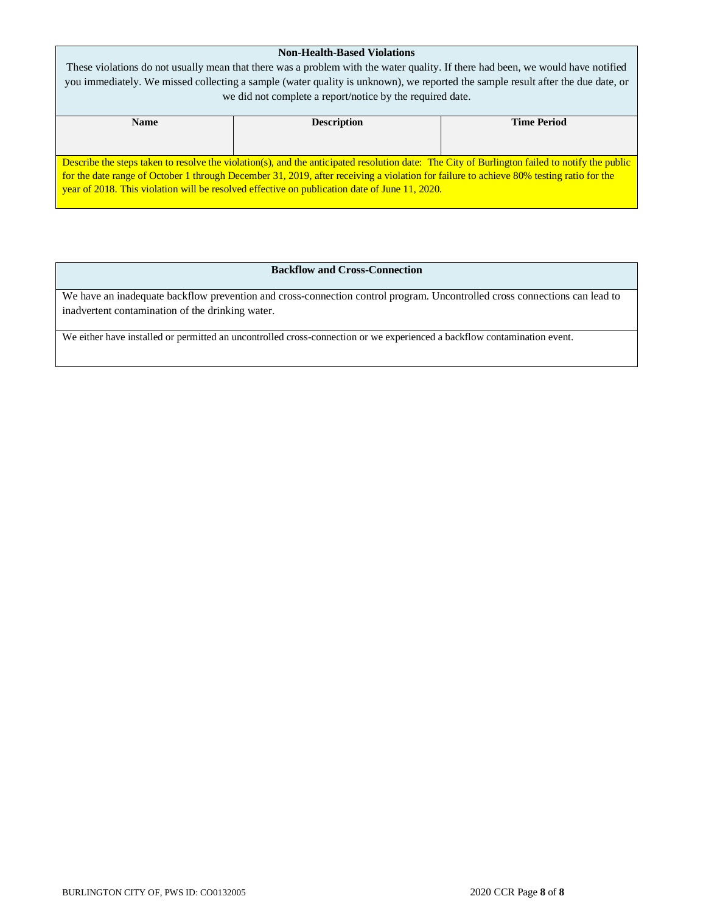### Non-Health-Based Violations

These violations do not usually mean that there was a problem with the water quality. If there had been, we would have notified you immediately. We missed collecting a sample (water quality is unknown), we reported the sample result after the due date, or we did not complete a report/notice by the required date.

| Name | Description | Time Period |
| --- | --- | --- |
| | | |

Describe the steps taken to resolve the violation(s), and the anticipated resolution date: The City of Burlington failed to notify the public for the date range of October 1 through December 31, 2019, after receiving a violation for failure to achieve 80% testing ratio for the year of 2018. This violation will be resolved effective on publication date of June 11, 2020.

### Backflow and Cross-Connection

We have an inadequate backflow prevention and cross-connection control program. Uncontrolled cross connections can lead to inadvertent contamination of the drinking water.

We either have installed or permitted an uncontrolled cross-connection or we experienced a backflow contamination event.